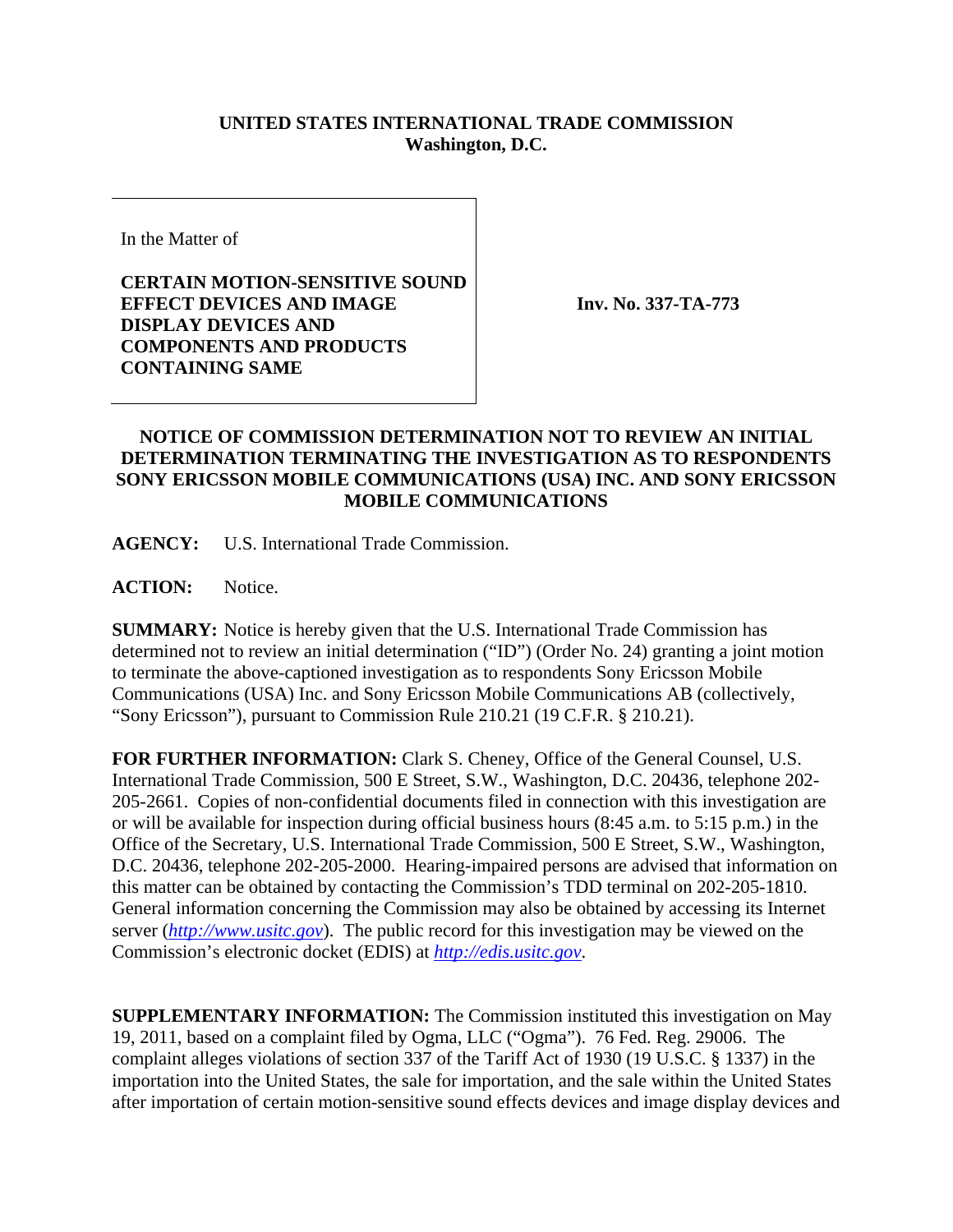**UNITED STATES INTERNATIONAL TRADE COMMISSION**
**Washington, D.C.**

In the Matter of

**CERTAIN MOTION-SENSITIVE SOUND EFFECT DEVICES AND IMAGE DISPLAY DEVICES AND COMPONENTS AND PRODUCTS CONTAINING SAME**

**Inv. No. 337-TA-773**

## NOTICE OF COMMISSION DETERMINATION NOT TO REVIEW AN INITIAL DETERMINATION TERMINATING THE INVESTIGATION AS TO RESPONDENTS SONY ERICSSON MOBILE COMMUNICATIONS (USA) INC. AND SONY ERICSSON MOBILE COMMUNICATIONS

**AGENCY:** U.S. International Trade Commission.

**ACTION:** Notice.

**SUMMARY:** Notice is hereby given that the U.S. International Trade Commission has determined not to review an initial determination ("ID") (Order No. 24) granting a joint motion to terminate the above-captioned investigation as to respondents Sony Ericsson Mobile Communications (USA) Inc. and Sony Ericsson Mobile Communications AB (collectively, "Sony Ericsson"), pursuant to Commission Rule 210.21 (19 C.F.R. § 210.21).

**FOR FURTHER INFORMATION:** Clark S. Cheney, Office of the General Counsel, U.S. International Trade Commission, 500 E Street, S.W., Washington, D.C. 20436, telephone 202-205-2661. Copies of non-confidential documents filed in connection with this investigation are or will be available for inspection during official business hours (8:45 a.m. to 5:15 p.m.) in the Office of the Secretary, U.S. International Trade Commission, 500 E Street, S.W., Washington, D.C. 20436, telephone 202-205-2000. Hearing-impaired persons are advised that information on this matter can be obtained by contacting the Commission's TDD terminal on 202-205-1810. General information concerning the Commission may also be obtained by accessing its Internet server (*http://www.usitc.gov*). The public record for this investigation may be viewed on the Commission's electronic docket (EDIS) at *http://edis.usitc.gov*.

**SUPPLEMENTARY INFORMATION:** The Commission instituted this investigation on May 19, 2011, based on a complaint filed by Ogma, LLC ("Ogma"). 76 Fed. Reg. 29006. The complaint alleges violations of section 337 of the Tariff Act of 1930 (19 U.S.C. § 1337) in the importation into the United States, the sale for importation, and the sale within the United States after importation of certain motion-sensitive sound effects devices and image display devices and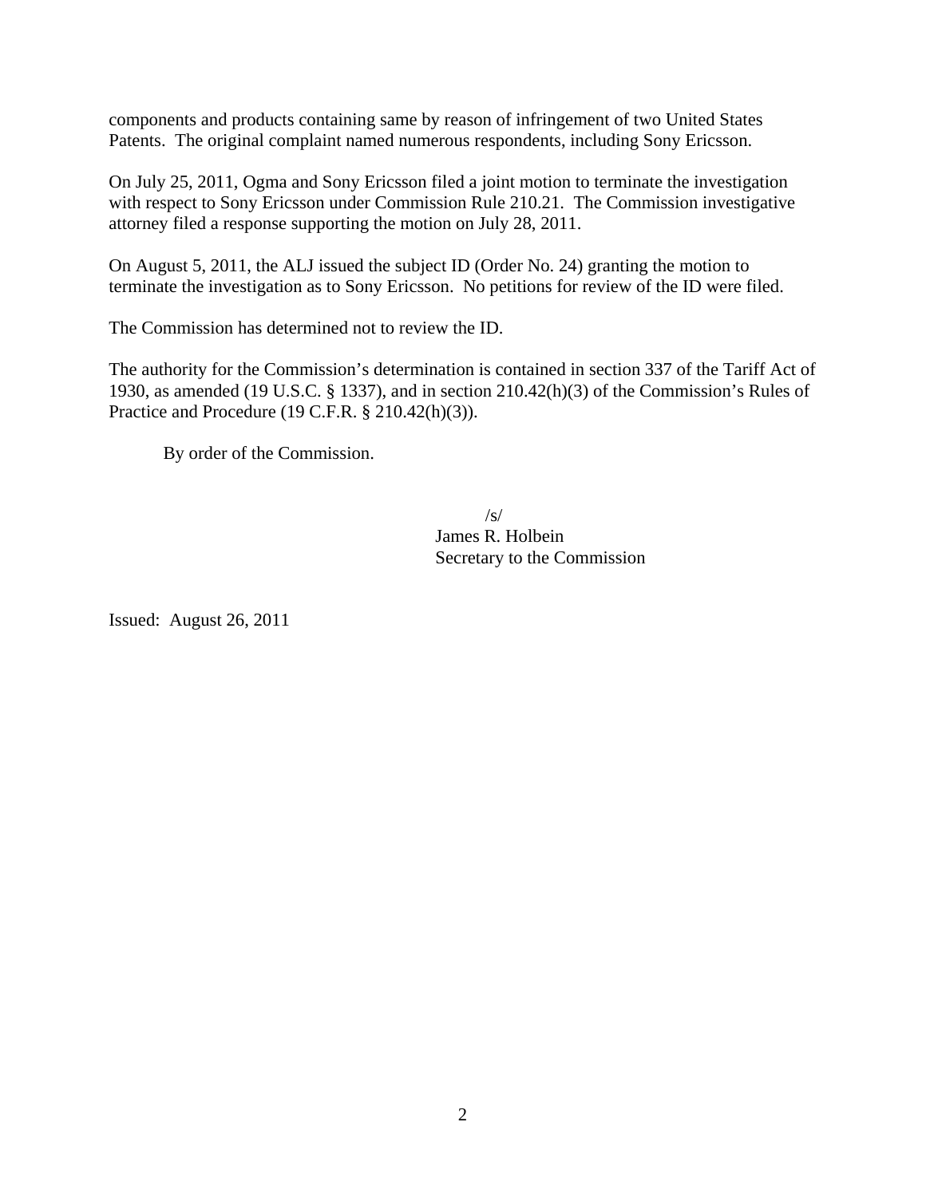components and products containing same by reason of infringement of two United States Patents. The original complaint named numerous respondents, including Sony Ericsson.

On July 25, 2011, Ogma and Sony Ericsson filed a joint motion to terminate the investigation with respect to Sony Ericsson under Commission Rule 210.21. The Commission investigative attorney filed a response supporting the motion on July 28, 2011.

On August 5, 2011, the ALJ issued the subject ID (Order No. 24) granting the motion to terminate the investigation as to Sony Ericsson. No petitions for review of the ID were filed.

The Commission has determined not to review the ID.

The authority for the Commission's determination is contained in section 337 of the Tariff Act of 1930, as amended (19 U.S.C. § 1337), and in section 210.42(h)(3) of the Commission's Rules of Practice and Procedure (19 C.F.R. § 210.42(h)(3)).

By order of the Commission.

/s/
James R. Holbein
Secretary to the Commission

Issued: August 26, 2011